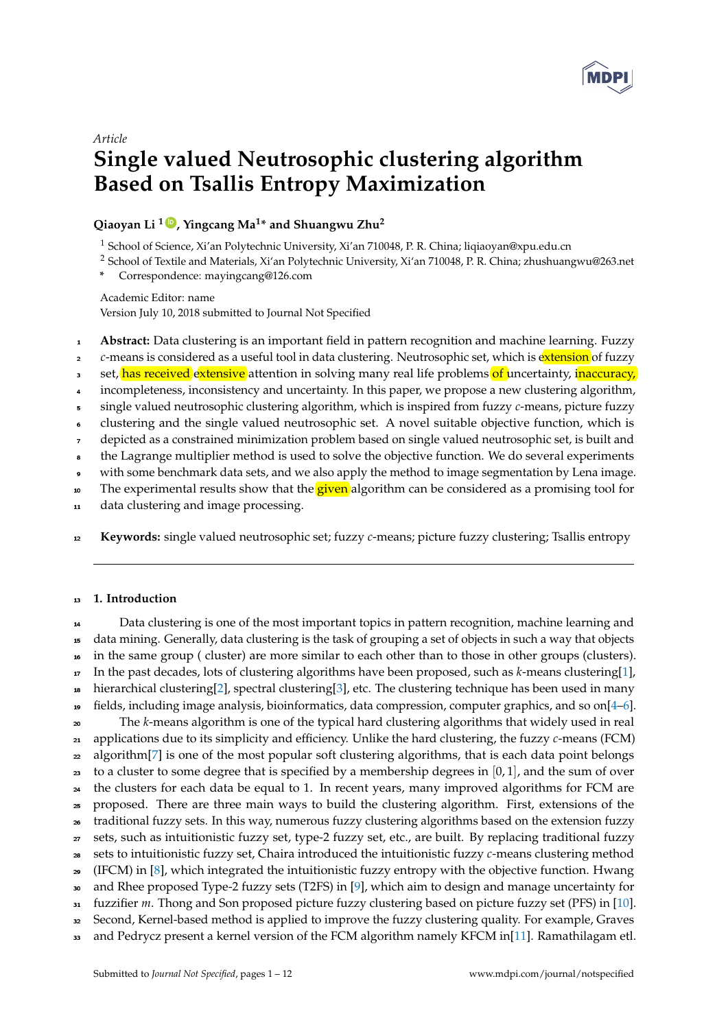*Article*

# Single valued Neutrosophic clustering algorithm Based on Tsallis Entropy Maximization

**Qiaoyan Li [1], Yingcang Ma[1]* and Shuangwu Zhu[2]**

[1] School of Science, Xi'an Polytechnic University, Xi'an 710048, P. R. China; liqiaoyan@xpu.edu.cn

[2] School of Textile and Materials, Xi'an Polytechnic University, Xi'an 710048, P. R. China; zhushuangwu@263.net

* Correspondence: mayingcang@126.com

Academic Editor: name

Version July 10, 2018 submitted to Journal Not Specified

**Abstract:** Data clustering is an important field in pattern recognition and machine learning. Fuzzy $c$-means is considered as a useful tool in data clustering. Neutrosophic set, which is extension of fuzzy set, has received extensive attention in solving many real life problems of uncertainty, inaccuracy, incompleteness, inconsistency and uncertainty. In this paper, we propose a new clustering algorithm, single valued neutrosophic clustering algorithm, which is inspired from fuzzy $c$-means, picture fuzzy clustering and the single valued neutrosophic set. A novel suitable objective function, which is depicted as a constrained minimization problem based on single valued neutrosophic set, is built and the Lagrange multiplier method is used to solve the objective function. We do several experiments with some benchmark data sets, and we also apply the method to image segmentation by Lena image. The experimental results show that the given algorithm can be considered as a promising tool for data clustering and image processing.

**Keywords:** single valued neutrosophic set; fuzzy $c$-means; picture fuzzy clustering; Tsallis entropy

## 1. Introduction

Data clustering is one of the most important topics in pattern recognition, machine learning and data mining. Generally, data clustering is the task of grouping a set of objects in such a way that objects in the same group ( cluster) are more similar to each other than to those in other groups (clusters). In the past decades, lots of clustering algorithms have been proposed, such as $k$-means clustering[1], hierarchical clustering[2], spectral clustering[3], etc. The clustering technique has been used in many fields, including image analysis, bioinformatics, data compression, computer graphics, and so on[4–6].

The $k$-means algorithm is one of the typical hard clustering algorithms that widely used in real applications due to its simplicity and efficiency. Unlike the hard clustering, the fuzzy $c$-means (FCM) algorithm[7] is one of the most popular soft clustering algorithms, that is each data point belongs to a cluster to some degree that is specified by a membership degrees in $[0, 1]$, and the sum of over the clusters for each data be equal to 1. In recent years, many improved algorithms for FCM are proposed. There are three main ways to build the clustering algorithm. First, extensions of the traditional fuzzy sets. In this way, numerous fuzzy clustering algorithms based on the extension fuzzy sets, such as intuitionistic fuzzy set, type-2 fuzzy set, etc., are built. By replacing traditional fuzzy sets to intuitionistic fuzzy set, Chaira introduced the intuitionistic fuzzy $c$-means clustering method (IFCM) in [8], which integrated the intuitionistic fuzzy entropy with the objective function. Hwang and Rhee proposed Type-2 fuzzy sets (T2FS) in [9], which aim to design and manage uncertainty for fuzzifier $m$. Thong and Son proposed picture fuzzy clustering based on picture fuzzy set (PFS) in [10]. Second, Kernel-based method is applied to improve the fuzzy clustering quality. For example, Graves and Pedrycz present a kernel version of the FCM algorithm namely KFCM in[11]. Ramathilagam etl.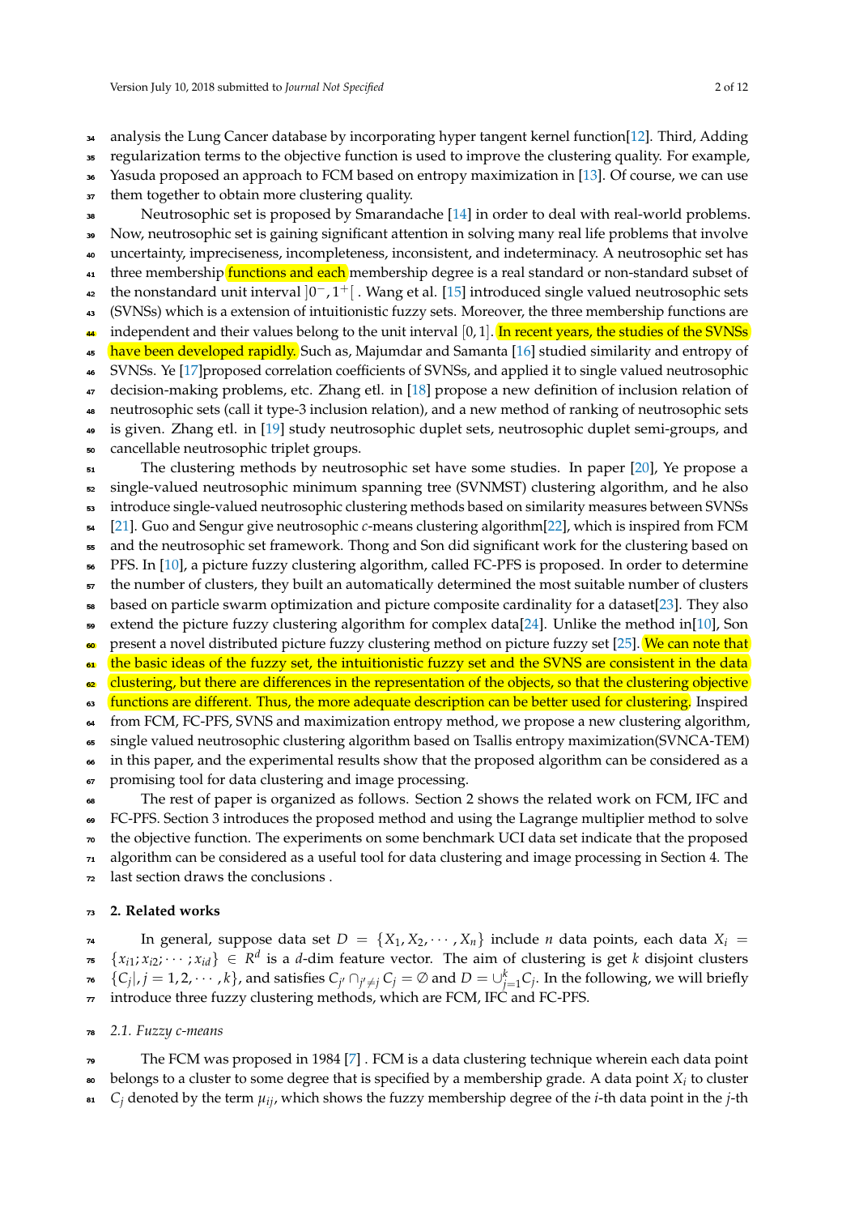analysis the Lung Cancer database by incorporating hyper tangent kernel function[12]. Third, Adding regularization terms to the objective function is used to improve the clustering quality. For example, Yasuda proposed an approach to FCM based on entropy maximization in [13]. Of course, we can use them together to obtain more clustering quality.

Neutrosophic set is proposed by Smarandache [14] in order to deal with real-world problems. Now, neutrosophic set is gaining significant attention in solving many real life problems that involve uncertainty, impreciseness, incompleteness, inconsistent, and indeterminacy. A neutrosophic set has three membership functions and each membership degree is a real standard or non-standard subset of the nonstandard unit interval $]0^-, 1^+[$ . Wang et al. [15] introduced single valued neutrosophic sets (SVNSs) which is a extension of intuitionistic fuzzy sets. Moreover, the three membership functions are independent and their values belong to the unit interval $[0, 1]$. In recent years, the studies of the SVNSs have been developed rapidly. Such as, Majumdar and Samanta [16] studied similarity and entropy of SVNSs. Ye [17]proposed correlation coefficients of SVNSs, and applied it to single valued neutrosophic decision-making problems, etc. Zhang etl. in [18] propose a new definition of inclusion relation of neutrosophic sets (call it type-3 inclusion relation), and a new method of ranking of neutrosophic sets is given. Zhang etl. in [19] study neutrosophic duplet sets, neutrosophic duplet semi-groups, and cancellable neutrosophic triplet groups.

The clustering methods by neutrosophic set have some studies. In paper [20], Ye propose a single-valued neutrosophic minimum spanning tree (SVNMST) clustering algorithm, and he also introduce single-valued neutrosophic clustering methods based on similarity measures between SVNSs [21]. Guo and Sengur give neutrosophic $c$-means clustering algorithm[22], which is inspired from FCM and the neutrosophic set framework. Thong and Son did significant work for the clustering based on PFS. In [10], a picture fuzzy clustering algorithm, called FC-PFS is proposed. In order to determine the number of clusters, they built an automatically determined the most suitable number of clusters based on particle swarm optimization and picture composite cardinality for a dataset[23]. They also extend the picture fuzzy clustering algorithm for complex data[24]. Unlike the method in[10], Son present a novel distributed picture fuzzy clustering method on picture fuzzy set [25]. We can note that the basic ideas of the fuzzy set, the intuitionistic fuzzy set and the SVNS are consistent in the data clustering, but there are differences in the representation of the objects, so that the clustering objective functions are different. Thus, the more adequate description can be better used for clustering. Inspired from FCM, FC-PFS, SVNS and maximization entropy method, we propose a new clustering algorithm, single valued neutrosophic clustering algorithm based on Tsallis entropy maximization(SVNCA-TEM) in this paper, and the experimental results show that the proposed algorithm can be considered as a promising tool for data clustering and image processing.

The rest of paper is organized as follows. Section 2 shows the related work on FCM, IFC and FC-PFS. Section 3 introduces the proposed method and using the Lagrange multiplier method to solve the objective function. The experiments on some benchmark UCI data set indicate that the proposed algorithm can be considered as a useful tool for data clustering and image processing in Section 4. The last section draws the conclusions .

## 2. Related works

In general, suppose data set $D = \{X_1, X_2, \cdots, X_n\}$ include $n$ data points, each data $X_i = \{x_{i1}; x_{i2}; \cdots; x_{id}\} \in R^d$ is a $d$-dim feature vector. The aim of clustering is get $k$ disjoint clusters $\{C_j|, j = 1, 2, \cdots, k\}$, and satisfies $C_{j'} \cap_{j' \neq j} C_j = \emptyset$ and $D = \cup_{j=1}^{k} C_j$. In the following, we will briefly introduce three fuzzy clustering methods, which are FCM, IFC and FC-PFS.

### 2.1. Fuzzy c-means

The FCM was proposed in 1984 [7] . FCM is a data clustering technique wherein each data point belongs to a cluster to some degree that is specified by a membership grade. A data point $X_i$ to cluster $C_j$ denoted by the term $\mu_{ij}$, which shows the fuzzy membership degree of the $i$-th data point in the $j$-th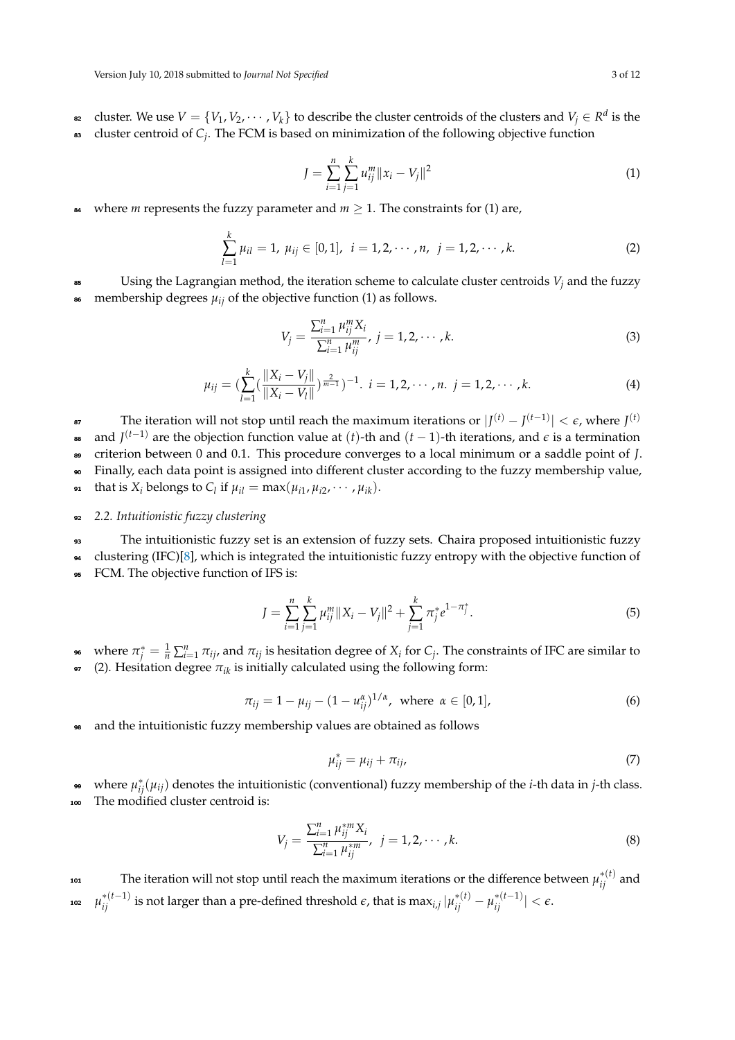cluster. We use $V = \{V_1, V_2, \cdots, V_k\}$ to describe the cluster centroids of the clusters and $V_j \in R^d$ is the cluster centroid of $C_j$. The FCM is based on minimization of the following objective function

$$J = \sum_{i=1}^{n} \sum_{j=1}^{k} u_{ij}^{m} \|x_i - V_j\|^2 \tag{1}$$

where $m$ represents the fuzzy parameter and $m \geq 1$. The constraints for (1) are,

$$\sum_{l=1}^{k} \mu_{il} = 1,\ \mu_{ij} \in [0,1],\ \ i = 1, 2, \cdots, n,\ \ j = 1, 2, \cdots, k. \tag{2}$$

Using the Lagrangian method, the iteration scheme to calculate cluster centroids $V_j$ and the fuzzy membership degrees $\mu_{ij}$ of the objective function (1) as follows.

$$V_j = \frac{\sum_{i=1}^{n} \mu_{ij}^{m} X_i}{\sum_{i=1}^{n} \mu_{ij}^{m}},\ j = 1, 2, \cdots, k. \tag{3}$$

$$\mu_{ij} = \left(\sum_{l=1}^{k} \left(\frac{\|X_i - V_j\|}{\|X_i - V_l\|}\right)^{\frac{2}{m-1}}\right)^{-1}.\ i = 1, 2, \cdots, n.\ j = 1, 2, \cdots, k. \tag{4}$$

The iteration will not stop until reach the maximum iterations or $|J^{(t)} - J^{(t-1)}| < \epsilon$, where $J^{(t)}$ and $J^{(t-1)}$ are the objection function value at $(t)$-th and $(t-1)$-th iterations, and $\epsilon$ is a termination criterion between 0 and 0.1. This procedure converges to a local minimum or a saddle point of $J$. Finally, each data point is assigned into different cluster according to the fuzzy membership value, that is $X_i$ belongs to $C_l$ if $\mu_{il} = \max(\mu_{i1}, \mu_{i2}, \cdots, \mu_{ik})$.

### 2.2. *Intuitionistic fuzzy clustering*

The intuitionistic fuzzy set is an extension of fuzzy sets. Chaira proposed intuitionistic fuzzy clustering (IFC)[8], which is integrated the intuitionistic fuzzy entropy with the objective function of FCM. The objective function of IFS is:

$$J = \sum_{i=1}^{n} \sum_{j=1}^{k} \mu_{ij}^{m} \|X_i - V_j\|^2 + \sum_{j=1}^{k} \pi_j^{*} e^{1-\pi_j^{*}}. \tag{5}$$

where $\pi_j^{*} = \frac{1}{n} \sum_{i=1}^{n} \pi_{ij}$, and $\pi_{ij}$ is hesitation degree of $X_i$ for $C_j$. The constraints of IFC are similar to (2). Hesitation degree $\pi_{ik}$ is initially calculated using the following form:

$$\pi_{ij} = 1 - \mu_{ij} - (1 - u_{ij}^{\alpha})^{1/\alpha},\ \text{ where }\ \alpha \in [0,1], \tag{6}$$

and the intuitionistic fuzzy membership values are obtained as follows

$$\mu_{ij}^{*} = \mu_{ij} + \pi_{ij}, \tag{7}$$

where $\mu_{ij}^{*}(\mu_{ij})$ denotes the intuitionistic (conventional) fuzzy membership of the $i$-th data in $j$-th class. The modified cluster centroid is:

$$V_j = \frac{\sum_{i=1}^{n} \mu_{ij}^{*m} X_i}{\sum_{i=1}^{n} \mu_{ij}^{*m}},\ \ j = 1, 2, \cdots, k. \tag{8}$$

The iteration will not stop until reach the maximum iterations or the difference between $\mu_{ij}^{*(t)}$ and $\mu_{ij}^{*(t-1)}$ is not larger than a pre-defined threshold $\epsilon$, that is $\max_{i,j} |\mu_{ij}^{*(t)} - \mu_{ij}^{*(t-1)}| < \epsilon$.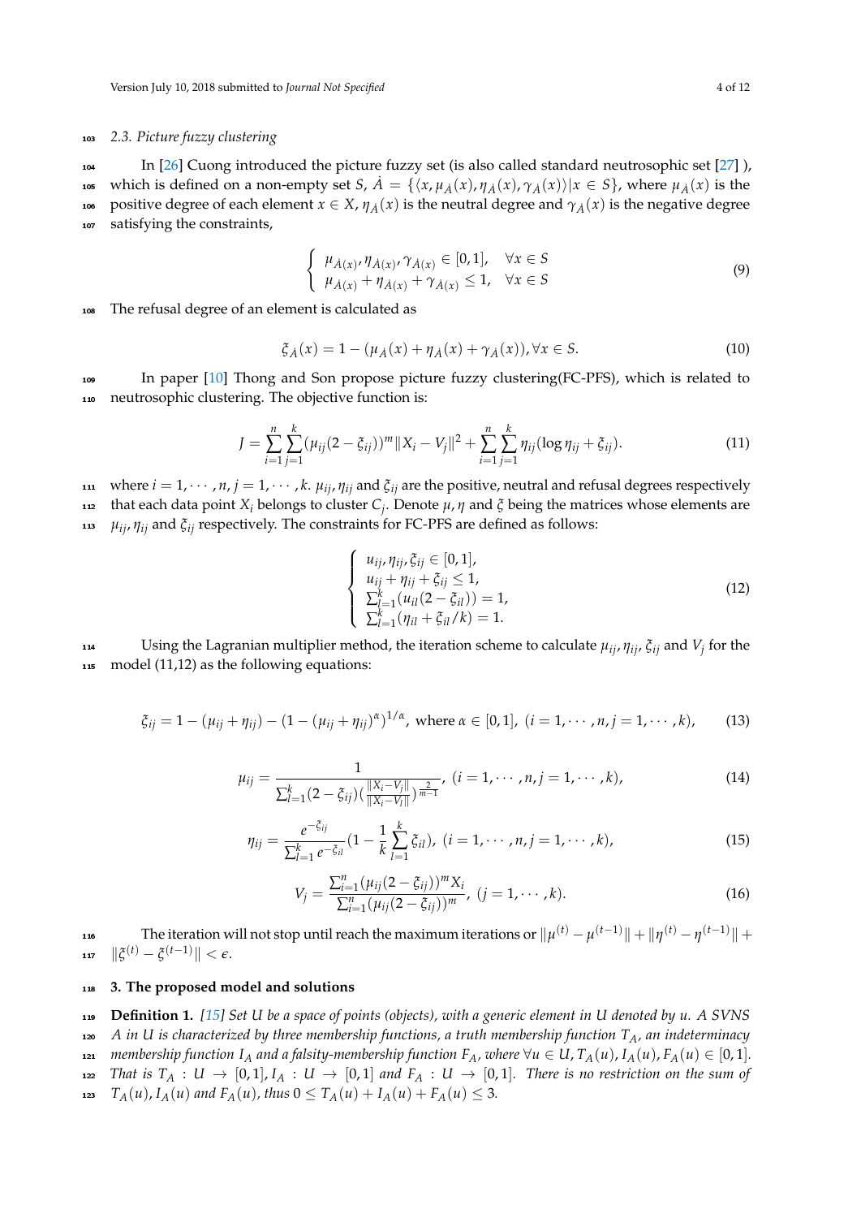### 2.3. Picture fuzzy clustering

In [26] Cuong introduced the picture fuzzy set (is also called standard neutrosophic set [27] ), which is defined on a non-empty set $S$, $\dot{A} = \{\langle x, \mu_{\dot{A}}(x), \eta_{\dot{A}}(x), \gamma_{\dot{A}}(x)\rangle | x \in S\}$, where $\mu_{\dot{A}}(x)$ is the positive degree of each element $x \in X$, $\eta_{\dot{A}}(x)$ is the neutral degree and $\gamma_{\dot{A}}(x)$ is the negative degree satisfying the constraints,

$$
\begin{cases} \mu_{\dot{A}(x)}, \eta_{\dot{A}(x)}, \gamma_{\dot{A}(x)} \in [0,1], & \forall x \in S \\ \mu_{\dot{A}(x)} + \eta_{\dot{A}(x)} + \gamma_{\dot{A}(x)} \leq 1, & \forall x \in S \end{cases} \tag{9}
$$

The refusal degree of an element is calculated as

$$
\xi_{\dot{A}}(x) = 1 - (\mu_{\dot{A}}(x) + \eta_{\dot{A}}(x) + \gamma_{\dot{A}}(x)), \forall x \in S. \tag{10}
$$

In paper [10] Thong and Son propose picture fuzzy clustering(FC-PFS), which is related to neutrosophic clustering. The objective function is:

$$
J = \sum_{i=1}^{n}\sum_{j=1}^{k} (\mu_{ij}(2-\xi_{ij}))^m \|X_i - V_j\|^2 + \sum_{i=1}^{n}\sum_{j=1}^{k} \eta_{ij}(\log \eta_{ij} + \xi_{ij}). \tag{11}
$$

where $i = 1, \cdots, n$, $j = 1, \cdots, k$. $\mu_{ij}, \eta_{ij}$ and $\xi_{ij}$ are the positive, neutral and refusal degrees respectively that each data point $X_i$ belongs to cluster $C_j$. Denote $\mu, \eta$ and $\xi$ being the matrices whose elements are $\mu_{ij}, \eta_{ij}$ and $\xi_{ij}$ respectively. The constraints for FC-PFS are defined as follows:

$$
\begin{cases} u_{ij}, \eta_{ij}, \xi_{ij} \in [0,1], \\ u_{ij} + \eta_{ij} + \xi_{ij} \leq 1, \\ \sum_{l=1}^{k} (u_{il}(2 - \xi_{il})) = 1, \\ \sum_{l=1}^{k} (\eta_{il} + \xi_{il}/k) = 1. \end{cases} \tag{12}
$$

Using the Lagranian multiplier method, the iteration scheme to calculate $\mu_{ij}, \eta_{ij}, \xi_{ij}$ and $V_j$ for the model (11,12) as the following equations:

$$
\xi_{ij} = 1 - (\mu_{ij} + \eta_{ij}) - (1 - (\mu_{ij} + \eta_{ij})^\alpha)^{1/\alpha}, \text{ where } \alpha \in [0,1],\ (i = 1, \cdots, n, j = 1, \cdots, k), \tag{13}
$$

$$
\mu_{ij} = \frac{1}{\sum_{l=1}^{k} (2 - \xi_{ij}) (\frac{\|X_i - V_j\|}{\|X_i - V_l\|})^{\frac{2}{m-1}}},\ (i = 1, \cdots, n, j = 1, \cdots, k), \tag{14}
$$

$$
\eta_{ij} = \frac{e^{-\xi_{ij}}}{\sum_{l=1}^{k} e^{-\xi_{il}}} (1 - \frac{1}{k}\sum_{l=1}^{k} \xi_{il}),\ (i = 1, \cdots, n, j = 1, \cdots, k), \tag{15}
$$

$$
V_j = \frac{\sum_{i=1}^{n} (\mu_{ij}(2 - \xi_{ij}))^m X_i}{\sum_{i=1}^{n} (\mu_{ij}(2 - \xi_{ij}))^m},\ (j = 1, \cdots, k). \tag{16}
$$

The iteration will not stop until reach the maximum iterations or $\|\mu^{(t)} - \mu^{(t-1)}\| + \|\eta^{(t)} - \eta^{(t-1)}\| + \|\xi^{(t)} - \xi^{(t-1)}\| < \epsilon$.

## 3. The proposed model and solutions

**Definition 1.** *[15] Set $U$ be a space of points (objects), with a generic element in $U$ denoted by $u$. A SVNS $A$ in $U$ is characterized by three membership functions, a truth membership function $T_A$, an indeterminacy membership function $I_A$ and a falsity-membership function $F_A$, where $\forall u \in U, T_A(u), I_A(u), F_A(u) \in [0,1]$. That is $T_A : U \rightarrow [0,1]$, $I_A : U \rightarrow [0,1]$ and $F_A : U \rightarrow [0,1]$. There is no restriction on the sum of $T_A(u), I_A(u)$ and $F_A(u)$, thus $0 \leq T_A(u) + I_A(u) + F_A(u) \leq 3$.*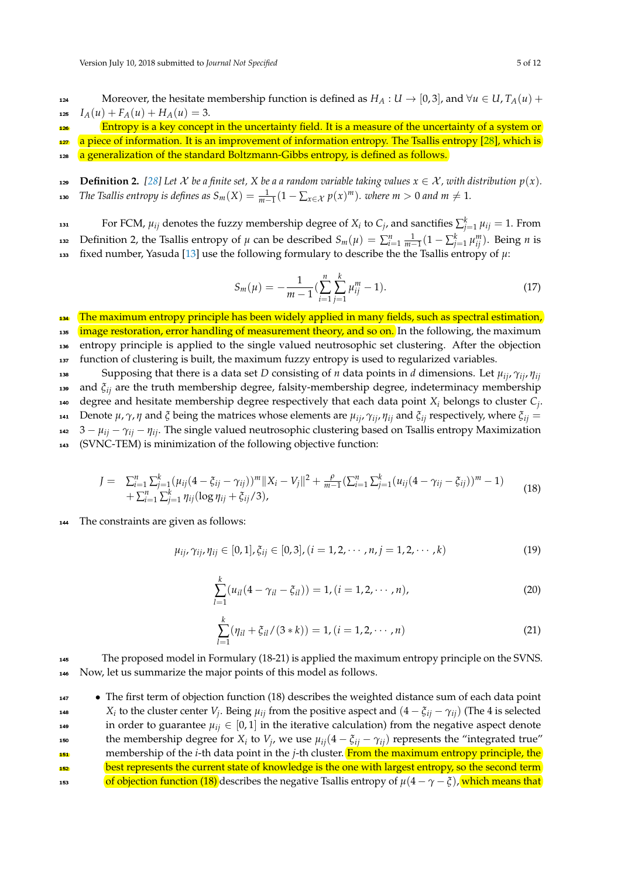Moreover, the hesitate membership function is defined as $H_A : U \to [0, 3]$, and $\forall u \in U, T_A(u) + I_A(u) + F_A(u) + H_A(u) = 3$.

Entropy is a key concept in the uncertainty field. It is a measure of the uncertainty of a system or a piece of information. It is an improvement of information entropy. The Tsallis entropy [28], which is a generalization of the standard Boltzmann-Gibbs entropy, is defined as follows.

**Definition 2.** *[28] Let $\mathcal{X}$ be a finite set, $X$ be a a random variable taking values $x \in \mathcal{X}$, with distribution $p(x)$. The Tsallis entropy is defines as $S_m(X) = \frac{1}{m-1}(1 - \sum_{x\in\mathcal{X}} p(x)^m)$. where $m > 0$ and $m \neq 1$.*

For FCM, $\mu_{ij}$ denotes the fuzzy membership degree of $X_i$ to $C_j$, and sanctifies $\sum_{j=1}^{k} \mu_{ij} = 1$. From Definition 2, the Tsallis entropy of $\mu$ can be described $S_m(\mu) = \sum_{i=1}^{n} \frac{1}{m-1}(1 - \sum_{j=1}^{k} \mu_{ij}^m)$. Being $n$ is fixed number, Yasuda [13] use the following formulary to describe the the Tsallis entropy of $\mu$:

$$S_m(\mu) = -\frac{1}{m-1}\left(\sum_{i=1}^{n}\sum_{j=1}^{k} \mu_{ij}^m - 1\right). \tag{17}$$

The maximum entropy principle has been widely applied in many fields, such as spectral estimation, image restoration, error handling of measurement theory, and so on. In the following, the maximum entropy principle is applied to the single valued neutrosophic set clustering. After the objection function of clustering is built, the maximum fuzzy entropy is used to regularized variables.

Supposing that there is a data set $D$ consisting of $n$ data points in $d$ dimensions. Let $\mu_{ij}, \gamma_{ij}, \eta_{ij}$ and $\xi_{ij}$ are the truth membership degree, falsity-membership degree, indeterminacy membership degree and hesitate membership degree respectively that each data point $X_i$ belongs to cluster $C_j$. Denote $\mu, \gamma, \eta$ and $\xi$ being the matrices whose elements are $\mu_{ij}, \gamma_{ij}, \eta_{ij}$ and $\xi_{ij}$ respectively, where $\xi_{ij} = 3 - \mu_{ij} - \gamma_{ij} - \eta_{ij}$. The single valued neutrosophic clustering based on Tsallis entropy Maximization (SVNC-TEM) is minimization of the following objective function:

$$\begin{aligned} J = \; & \sum_{i=1}^{n}\sum_{j=1}^{k}(\mu_{ij}(4 - \xi_{ij} - \gamma_{ij}))^m \|X_i - V_j\|^2 + \frac{\rho}{m-1}\left(\sum_{i=1}^{n}\sum_{j=1}^{k}(u_{ij}(4 - \gamma_{ij} - \xi_{ij}))^m - 1\right) \\ & + \sum_{i=1}^{n}\sum_{j=1}^{k}\eta_{ij}(\log \eta_{ij} + \xi_{ij}/3), \end{aligned} \tag{18}$$

The constraints are given as follows:

$$\mu_{ij}, \gamma_{ij}, \eta_{ij} \in [0, 1], \xi_{ij} \in [0, 3], (i = 1, 2, \cdots, n, j = 1, 2, \cdots, k) \tag{19}$$

$$\sum_{l=1}^{k}(u_{il}(4 - \gamma_{il} - \xi_{il})) = 1, (i = 1, 2, \cdots, n), \tag{20}$$

$$\sum_{l=1}^{k}(\eta_{il} + \xi_{il}/(3 * k)) = 1, (i = 1, 2, \cdots, n) \tag{21}$$

The proposed model in Formulary (18-21) is applied the maximum entropy principle on the SVNS. Now, let us summarize the major points of this model as follows.

- The first term of objection function (18) describes the weighted distance sum of each data point $X_i$ to the cluster center $V_j$. Being $\mu_{ij}$ from the positive aspect and $(4 - \xi_{ij} - \gamma_{ij})$ (The 4 is selected in order to guarantee $\mu_{ij} \in [0, 1]$ in the iterative calculation) from the negative aspect denote the membership degree for $X_i$ to $V_j$, we use $\mu_{ij}(4 - \xi_{ij} - \gamma_{ij})$ represents the "integrated true" membership of the $i$-th data point in the $j$-th cluster. From the maximum entropy principle, the best represents the current state of knowledge is the one with largest entropy, so the second term of objection function (18) describes the negative Tsallis entropy of $\mu(4 - \gamma - \xi)$, which means that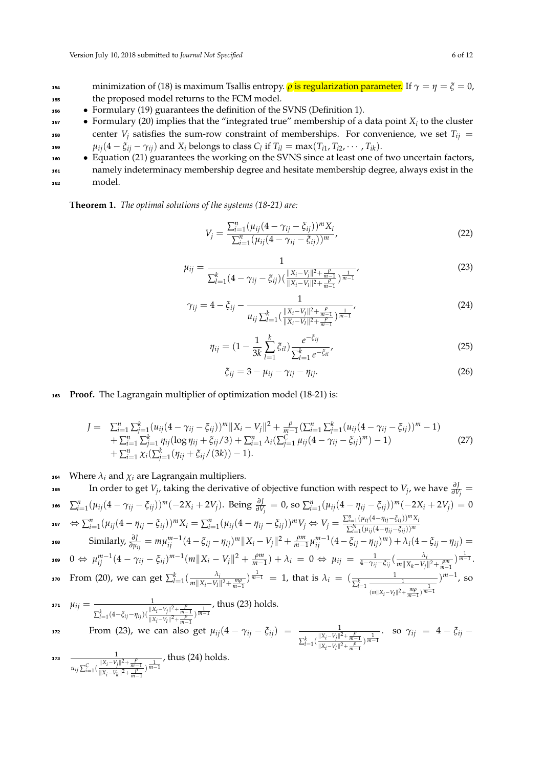minimization of (18) is maximum Tsallis entropy. $\rho$ is regularization parameter. If $\gamma = \eta = \xi = 0$, the proposed model returns to the FCM model.

- Formulary (19) guarantees the definition of the SVNS (Definition 1).
- Formulary (20) implies that the "integrated true" membership of a data point $X_i$ to the cluster center $V_j$ satisfies the sum-row constraint of memberships. For convenience, we set $T_{ij} = \mu_{ij}(4 - \xi_{ij} - \gamma_{ij})$ and $X_i$ belongs to class $C_l$ if $T_{il} = \max(T_{i1}, T_{i2}, \cdots, T_{ik})$.
- Equation (21) guarantees the working on the SVNS since at least one of two uncertain factors, namely indeterminacy membership degree and hesitate membership degree, always exist in the model.

**Theorem 1.** *The optimal solutions of the systems (18-21) are:*

$$V_j = \frac{\sum_{i=1}^{n}(\mu_{ij}(4 - \gamma_{ij} - \xi_{ij}))^m X_i}{\sum_{i=1}^{n}(\mu_{ij}(4 - \gamma_{ij} - \xi_{ij}))^m}, \tag{22}$$

$$\mu_{ij} = \frac{1}{\sum_{l=1}^{k}(4 - \gamma_{ij} - \xi_{ij})(\frac{\|X_i - V_j\|^2 + \frac{\rho}{m-1}}{\|X_i - V_l\|^2 + \frac{\rho}{m-1}})^{\frac{1}{m-1}}}, \tag{23}$$

$$\gamma_{ij} = 4 - \xi_{ij} - \frac{1}{u_{ij}\sum_{l=1}^{k}(\frac{\|X_i - V_j\|^2 + \frac{\rho}{m-1}}{\|X_i - V_l\|^2 + \frac{\rho}{m-1}})^{\frac{1}{m-1}}}, \tag{24}$$

$$\eta_{ij} = (1 - \frac{1}{3k}\sum_{l=1}^{k}\xi_{il})\frac{e^{-\xi_{ij}}}{\sum_{l=1}^{k} e^{-\xi_{il}}}, \tag{25}$$

$$\xi_{ij} = 3 - \mu_{ij} - \gamma_{ij} - \eta_{ij}. \tag{26}$$

**Proof.** The Lagrangain multiplier of optimization model (18-21) is:

$$\begin{aligned} J = \ & \sum_{i=1}^{n}\sum_{j=1}^{k}(u_{ij}(4 - \gamma_{ij} - \xi_{ij}))^m\|X_i - V_j\|^2 + \frac{\rho}{m-1}(\sum_{i=1}^{n}\sum_{j=1}^{k}(u_{ij}(4 - \gamma_{ij} - \xi_{ij}))^m - 1) \\ & + \sum_{i=1}^{n}\sum_{j=1}^{k}\eta_{ij}(\log\eta_{ij} + \xi_{ij}/3) + \sum_{i=1}^{n}\lambda_i(\sum_{j=1}^{C}\mu_{ij}(4 - \gamma_{ij} - \xi_{ij})^m) - 1) \\ & + \sum_{i=1}^{n}\chi_i(\sum_{j=1}^{k}(\eta_{ij} + \xi_{ij}/(3k)) - 1). \end{aligned} \tag{27}$$

Where $\lambda_i$ and $\chi_i$ are Lagrangain multipliers.

In order to get $V_j$, taking the derivative of objective function with respect to $V_j$, we have $\frac{\partial J}{\partial V_j} = \sum_{i=1}^{n}(\mu_{ij}(4 - \gamma_{ij} - \xi_{ij}))^m(-2X_i + 2V_j)$. Being $\frac{\partial J}{\partial V_j} = 0$, so $\sum_{i=1}^{n}(\mu_{ij}(4 - \eta_{ij} - \xi_{ij}))^m(-2X_i + 2V_j) = 0$ $\Leftrightarrow \sum_{i=1}^{n}(\mu_{ij}(4 - \eta_{ij} - \xi_{ij}))^m X_i = \sum_{i=1}^{n}(\mu_{ij}(4 - \eta_{ij} - \xi_{ij}))^m V_j \Leftrightarrow V_j = \frac{\sum_{i=1}^{n}(\mu_{ij}(4 - \eta_{ij} - \xi_{ij}))^m X_i}{\sum_{i=1}^{N}(\mu_{ij}(4 - \eta_{ij} - \xi_{ij}))^m}$

Similarly, $\frac{\partial J}{\partial \mu_{ij}} = m\mu_{ij}^{m-1}(4 - \xi_{ij} - \eta_{ij})^m\|X_i - V_j\|^2 + \frac{\rho m}{m-1}\mu_{ij}^{m-1}(4 - \xi_{ij} - \eta_{ij})^m) + \lambda_i(4 - \xi_{ij} - \eta_{ij}) = 0 \Leftrightarrow \mu_{ij}^{m-1}(4 - \gamma_{ij} - \xi_{ij})^{m-1}(m\|X_i - V_j\|^2 + \frac{\rho m}{m-1}) + \lambda_i = 0 \Leftrightarrow \mu_{ij} = \frac{1}{4 - \gamma_{ij} - \xi_{ij}}(\frac{\lambda_i}{m\|X_k - V_j\|^2 + \frac{\rho m}{m-1}})^{\frac{1}{m-1}}$. From (20), we can get $\sum_{l=1}^{k}(\frac{\lambda_i}{m\|X_i - V_l\|^2 + \frac{m\rho}{m-1}})^{\frac{1}{m-1}} = 1$, that is $\lambda_i = (\frac{1}{\sum_{l=1}^{k}\frac{1}{(m\|X_i - V_l\|^2 + \frac{m\rho}{m-1})^{\frac{1}{m-1}}}})^{m-1}$, so $\mu_{ij} = \frac{1}{\sum_{l=1}^{k}(4 - \xi_{ij} - \eta_{ij})(\frac{\|X_i - V_j\|^2 + \frac{\rho}{m-1}}{\|X_i - V_l\|^2 + \frac{\rho}{m-1}})^{\frac{1}{m-1}}}$, thus (23) holds.

From (23), we can also get $\mu_{ij}(4 - \gamma_{ij} - \xi_{ij}) = \frac{1}{\sum_{l=1}^{k}(\frac{\|X_i - V_j\|^2 + \frac{\rho}{m-1}}{\|X_i - V_l\|^2 + \frac{\rho}{m-1}})^{\frac{1}{m-1}}}$. so $\gamma_{ij} = 4 - \xi_{ij} - \frac{1}{u_{ij}\sum_{l=1}^{C}(\frac{\|X_i - V_j\|^2 + \frac{\rho}{m-1}}{\|X_i - V_k\|^2 + \frac{\rho}{m-1}})^{\frac{1}{m-1}}}$, thus (24) holds.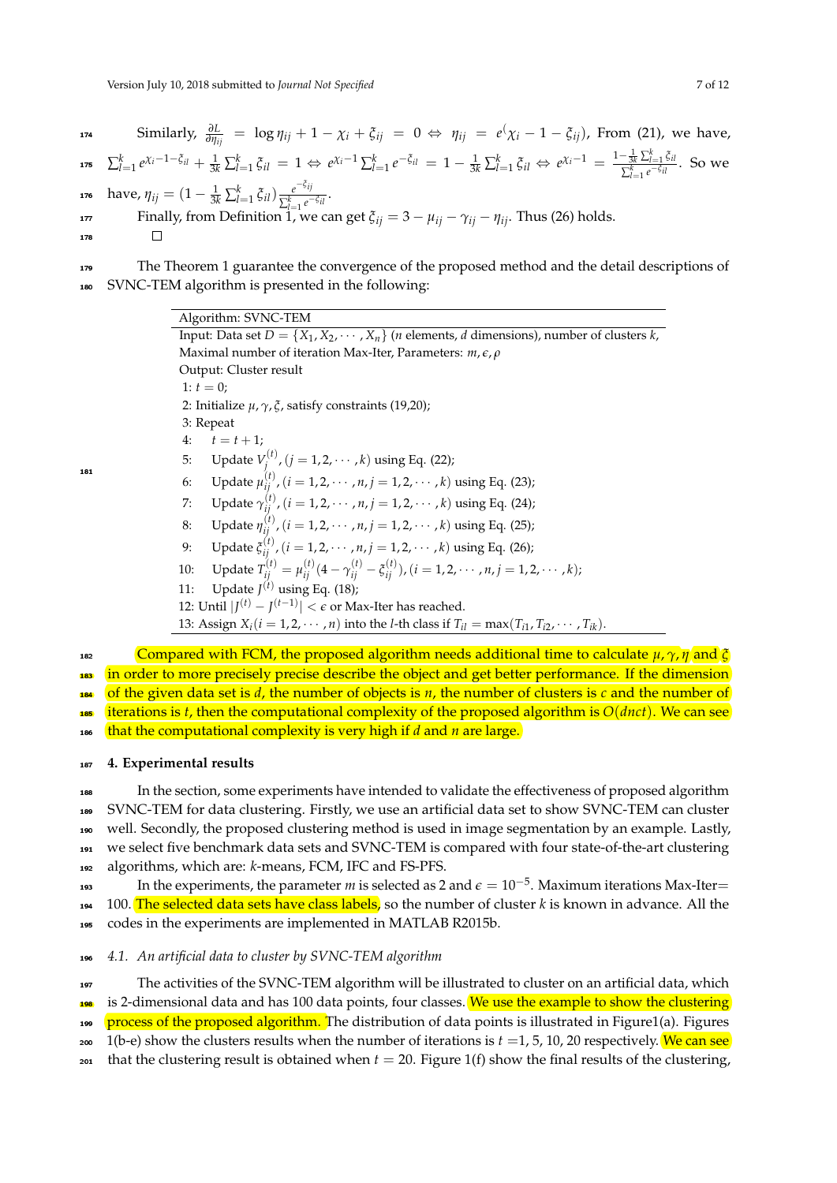Similarly, $\frac{\partial L}{\partial \eta_{ij}} = \log \eta_{ij} + 1 - \chi_i + \xi_{ij} = 0 \Leftrightarrow \eta_{ij} = e^(\chi_i - 1 - \xi_{ij})$, From (21), we have, $\sum_{l=1}^{k} e^{\chi_i - 1 - \xi_{il}} + \frac{1}{3k}\sum_{l=1}^{k} \xi_{il} = 1 \Leftrightarrow e^{\chi_i - 1}\sum_{l=1}^{k} e^{-\xi_{il}} = 1 - \frac{1}{3k}\sum_{l=1}^{k} \xi_{il} \Leftrightarrow e^{\chi_i - 1} = \frac{1 - \frac{1}{3k}\sum_{l=1}^{k} \xi_{il}}{\sum_{l=1}^{k} e^{-\xi_{il}}}$. So we have, $\eta_{ij} = (1 - \frac{1}{3k}\sum_{l=1}^{k} \xi_{il})\frac{e^{-\xi_{ij}}}{\sum_{l=1}^{k} e^{-\xi_{il}}}$.

Finally, from Definition 1, we can get $\xi_{ij} = 3 - \mu_{ij} - \gamma_{ij} - \eta_{ij}$. Thus (26) holds.

□

The Theorem 1 guarantee the convergence of the proposed method and the detail descriptions of SVNC-TEM algorithm is presented in the following:

```
Algorithm: SVNC-TEM
Input: Data set D = {X_1, X_2, ..., X_n} (n elements, d dimensions), number of clusters k,
Maximal number of iteration Max-Iter, Parameters: m, ε, ρ
Output: Cluster result
 1: t = 0;
 2: Initialize μ, γ, ξ, satisfy constraints (19,20);
 3: Repeat
 4:    t = t + 1;
 5:    Update V_j^(t), (j = 1,2,...,k) using Eq. (22);
 6:    Update μ_ij^(t), (i = 1,2,...,n, j = 1,2,...,k) using Eq. (23);
 7:    Update γ_ij^(t), (i = 1,2,...,n, j = 1,2,...,k) using Eq. (24);
 8:    Update η_ij^(t), (i = 1,2,...,n, j = 1,2,...,k) using Eq. (25);
 9:    Update ξ_ij^(t), (i = 1,2,...,n, j = 1,2,...,k) using Eq. (26);
10:    Update T_ij^(t) = μ_ij^(t)(4 − γ_ij^(t) − ξ_ij^(t)), (i = 1,2,...,n, j = 1,2,...,k);
11:    Update J^(t) using Eq. (18);
12: Until |J^(t) − J^(t−1)| < ε or Max-Iter has reached.
13: Assign X_i (i = 1,2,...,n) into the l-th class if T_il = max(T_i1, T_i2, ..., T_ik).
```

Compared with FCM, the proposed algorithm needs additional time to calculate $\mu, \gamma, \eta$ and $\xi$ in order to more precisely precise describe the object and get better performance. If the dimension of the given data set is $d$, the number of objects is $n$, the number of clusters is $c$ and the number of iterations is $t$, then the computational complexity of the proposed algorithm is $O(dnct)$. We can see that the computational complexity is very high if $d$ and $n$ are large.

## 4. Experimental results

In the section, some experiments have intended to validate the effectiveness of proposed algorithm SVNC-TEM for data clustering. Firstly, we use an artificial data set to show SVNC-TEM can cluster well. Secondly, the proposed clustering method is used in image segmentation by an example. Lastly, we select five benchmark data sets and SVNC-TEM is compared with four state-of-the-art clustering algorithms, which are: $k$-means, FCM, IFC and FS-PFS.

In the experiments, the parameter $m$ is selected as 2 and $\epsilon = 10^{-5}$. Maximum iterations Max-Iter= 100. The selected data sets have class labels, so the number of cluster $k$ is known in advance. All the codes in the experiments are implemented in MATLAB R2015b.

### *4.1. An artificial data to cluster by SVNC-TEM algorithm*

The activities of the SVNC-TEM algorithm will be illustrated to cluster on an artificial data, which is 2-dimensional data and has 100 data points, four classes. We use the example to show the clustering process of the proposed algorithm. The distribution of data points is illustrated in Figure1(a). Figures 1(b-e) show the clusters results when the number of iterations is $t$ =1, 5, 10, 20 respectively. We can see that the clustering result is obtained when $t = 20$. Figure 1(f) show the final results of the clustering,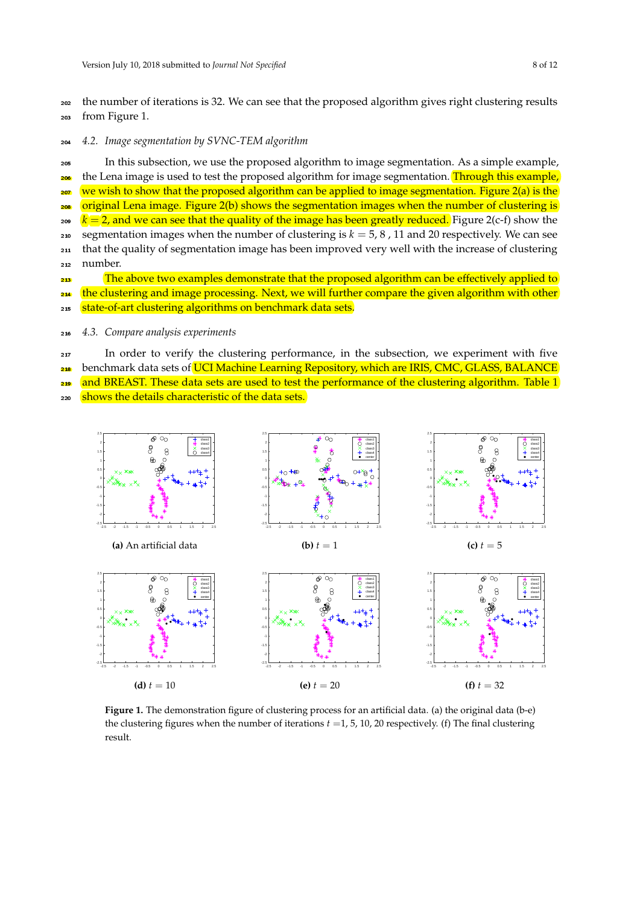the number of iterations is 32. We can see that the proposed algorithm gives right clustering results from Figure 1.

### 4.2. *Image segmentation by SVNC-TEM algorithm*

In this subsection, we use the proposed algorithm to image segmentation. As a simple example, the Lena image is used to test the proposed algorithm for image segmentation. Through this example, we wish to show that the proposed algorithm can be applied to image segmentation. Figure 2(a) is the original Lena image. Figure 2(b) shows the segmentation images when the number of clustering is $k = 2$, and we can see that the quality of the image has been greatly reduced. Figure 2(c-f) show the segmentation images when the number of clustering is $k = 5, 8$ , 11 and 20 respectively. We can see that the quality of segmentation image has been improved very well with the increase of clustering number.

The above two examples demonstrate that the proposed algorithm can be effectively applied to the clustering and image processing. Next, we will further compare the given algorithm with other state-of-art clustering algorithms on benchmark data sets.

### 4.3. *Compare analysis experiments*

In order to verify the clustering performance, in the subsection, we experiment with five benchmark data sets of UCI Machine Learning Repository, which are IRIS, CMC, GLASS, BALANCE and BREAST. These data sets are used to test the performance of the clustering algorithm. Table 1 shows the details characteristic of the data sets.

**(a)** An artificial data

**(b)** $t = 1$

**(c)** $t = 5$

**(d)** $t = 10$

**(e)** $t = 20$

**(f)** $t = 32$

**Figure 1.** The demonstration figure of clustering process for an artificial data. (a) the original data (b-e) the clustering figures when the number of iterations $t$ =1, 5, 10, 20 respectively. (f) The final clustering result.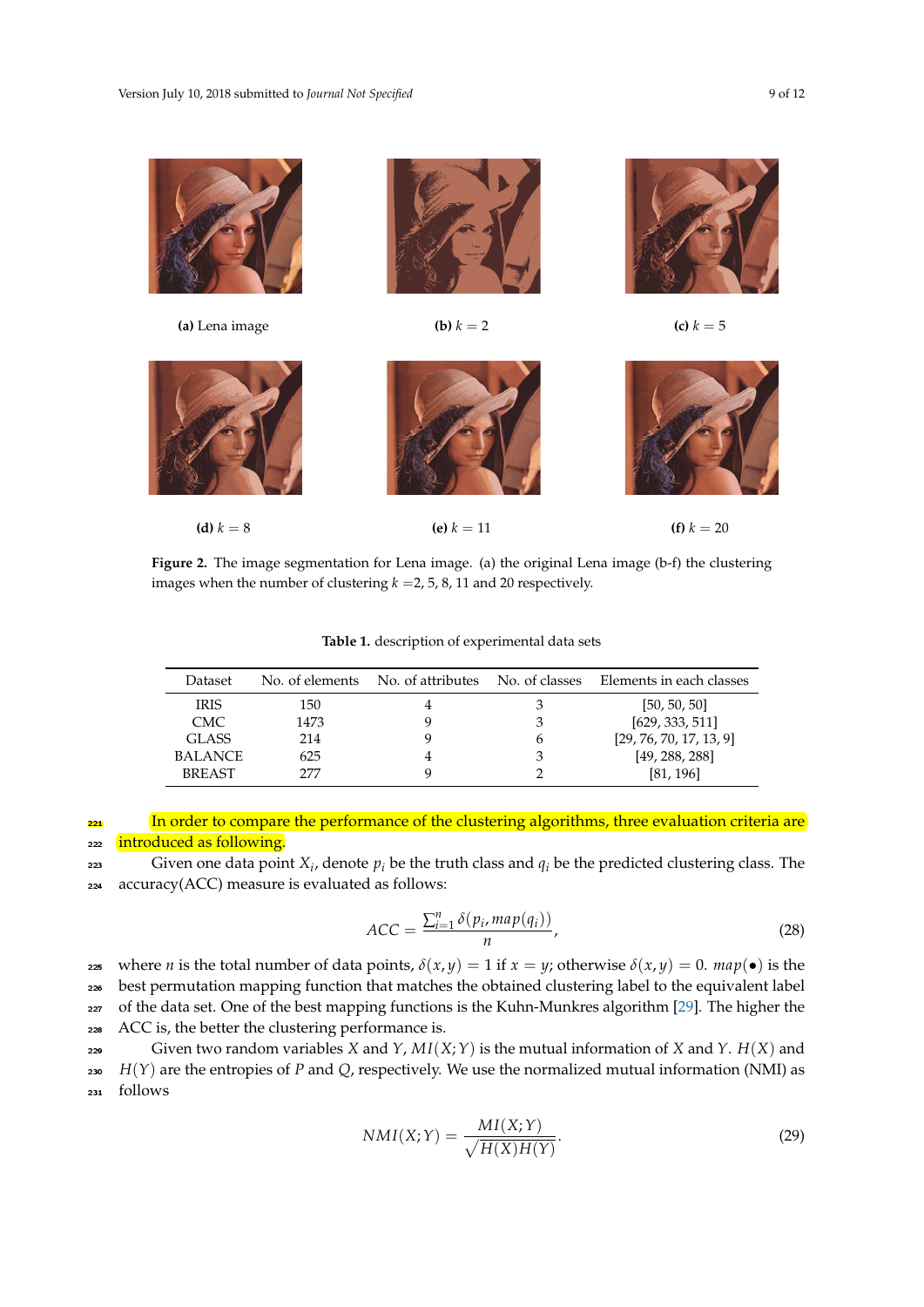(a) Lena image

(b) $k = 2$

(c) $k = 5$

(d) $k = 8$

(e) $k = 11$

(f) $k = 20$

**Figure 2.** The image segmentation for Lena image. (a) the original Lena image (b-f) the clustering images when the number of clustering $k$ =2, 5, 8, 11 and 20 respectively.

**Table 1.** description of experimental data sets

| Dataset | No. of elements | No. of attributes | No. of classes | Elements in each classes |
|---|---|---|---|---|
| IRIS | 150 | 4 | 3 | [50, 50, 50] |
| CMC | 1473 | 9 | 3 | [629, 333, 511] |
| GLASS | 214 | 9 | 6 | [29, 76, 70, 17, 13, 9] |
| BALANCE | 625 | 4 | 3 | [49, 288, 288] |
| BREAST | 277 | 9 | 2 | [81, 196] |

In order to compare the performance of the clustering algorithms, three evaluation criteria are introduced as following.

Given one data point $X_i$, denote $p_i$ be the truth class and $q_i$ be the predicted clustering class. The accuracy(ACC) measure is evaluated as follows:

$$ACC = \frac{\sum_{i=1}^{n} \delta(p_i, map(q_i))}{n}, \tag{28}$$

where $n$ is the total number of data points, $\delta(x, y) = 1$ if $x = y$; otherwise $\delta(x, y) = 0$. $map(\bullet)$ is the best permutation mapping function that matches the obtained clustering label to the equivalent label of the data set. One of the best mapping functions is the Kuhn-Munkres algorithm [29]. The higher the ACC is, the better the clustering performance is.

Given two random variables $X$ and $Y$, $MI(X;Y)$ is the mutual information of $X$ and $Y$. $H(X)$ and $H(Y)$ are the entropies of $P$ and $Q$, respectively. We use the normalized mutual information (NMI) as follows

$$NMI(X;Y) = \frac{MI(X;Y)}{\sqrt{H(X)H(Y)}}. \tag{29}$$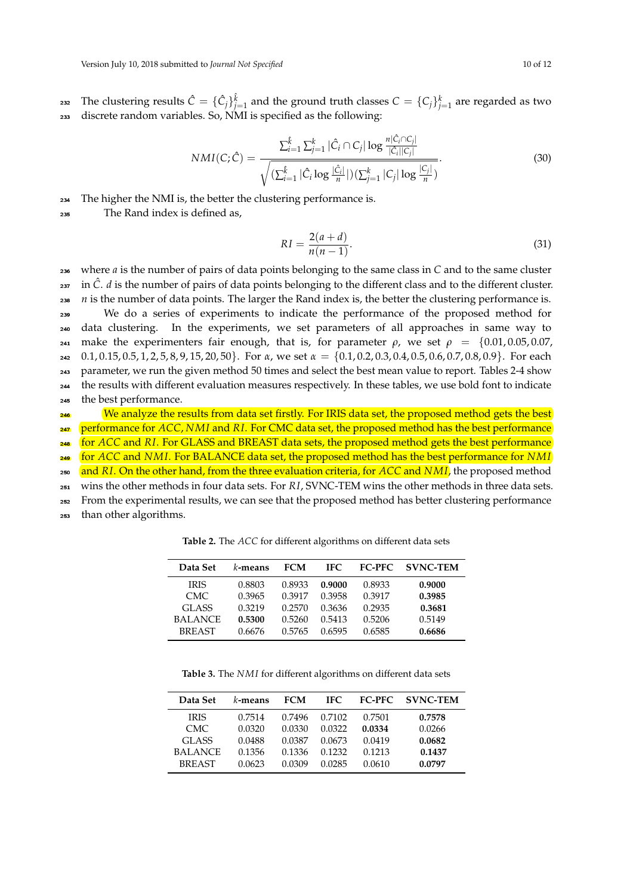The clustering results $\hat{C} = \{\hat{C}_j\}_{j=1}^{\hat{k}}$ and the ground truth classes $C = \{C_j\}_{j=1}^{k}$ are regarded as two discrete random variables. So, NMI is specified as the following:

$$NMI(C;\hat{C}) = \frac{\sum_{i=1}^{\hat{k}} \sum_{j=1}^{k} |\hat{C}_i \cap C_j| \log \frac{n|\hat{C}_i \cap C_j|}{|\hat{C}_i||C_j|}}{\sqrt{(\sum_{i=1}^{\hat{k}} |\hat{C}_i \log \frac{|\hat{C}_i|}{n}|)(\sum_{j=1}^{k} |C_j| \log \frac{|C_j|}{n})}}. \tag{30}$$

The higher the NMI is, the better the clustering performance is.

The Rand index is defined as,

$$RI = \frac{2(a+d)}{n(n-1)}. \tag{31}$$

where $a$ is the number of pairs of data points belonging to the same class in $C$ and to the same cluster in $\hat{C}$. $d$ is the number of pairs of data points belonging to the different class and to the different cluster. $n$ is the number of data points. The larger the Rand index is, the better the clustering performance is.

We do a series of experiments to indicate the performance of the proposed method for data clustering. In the experiments, we set parameters of all approaches in same way to make the experimenters fair enough, that is, for parameter $\rho$, we set $\rho = \{0.01, 0.05, 0.07, 0.1, 0.15, 0.5, 1, 2, 5, 8, 9, 15, 20, 50\}$. For $\alpha$, we set $\alpha = \{0.1, 0.2, 0.3, 0.4, 0.5, 0.6, 0.7, 0.8, 0.9\}$. For each parameter, we run the given method 50 times and select the best mean value to report. Tables 2-4 show the results with different evaluation measures respectively. In these tables, we use bold font to indicate the best performance.

We analyze the results from data set firstly. For IRIS data set, the proposed method gets the best performance for $ACC$, $NMI$ and $RI$. For CMC data set, the proposed method has the best performance for $ACC$ and $RI$. For GLASS and BREAST data sets, the proposed method gets the best performance for $ACC$ and $NMI$. For BALANCE data set, the proposed method has the best performance for $NMI$ and $RI$. On the other hand, from the three evaluation criteria, for $ACC$ and $NMI$, the proposed method wins the other methods in four data sets. For $RI$, SVNC-TEM wins the other methods in three data sets. From the experimental results, we can see that the proposed method has better clustering performance than other algorithms.

**Table 2.** The $ACC$ for different algorithms on different data sets

| Data Set | $k$-means | FCM | IFC | FC-PFC | SVNC-TEM |
|---|---|---|---|---|---|
| IRIS | 0.8803 | 0.8933 | **0.9000** | 0.8933 | **0.9000** |
| CMC | 0.3965 | 0.3917 | 0.3958 | 0.3917 | **0.3985** |
| GLASS | 0.3219 | 0.2570 | 0.3636 | 0.2935 | **0.3681** |
| BALANCE | **0.5300** | 0.5260 | 0.5413 | 0.5206 | 0.5149 |
| BREAST | 0.6676 | 0.5765 | 0.6595 | 0.6585 | **0.6686** |

**Table 3.** The $NMI$ for different algorithms on different data sets

| Data Set | $k$-means | FCM | IFC | FC-PFC | SVNC-TEM |
|---|---|---|---|---|---|
| IRIS | 0.7514 | 0.7496 | 0.7102 | 0.7501 | **0.7578** |
| CMC | 0.0320 | 0.0330 | 0.0322 | **0.0334** | 0.0266 |
| GLASS | 0.0488 | 0.0387 | 0.0673 | 0.0419 | **0.0682** |
| BALANCE | 0.1356 | 0.1336 | 0.1232 | 0.1213 | **0.1437** |
| BREAST | 0.0623 | 0.0309 | 0.0285 | 0.0610 | **0.0797** |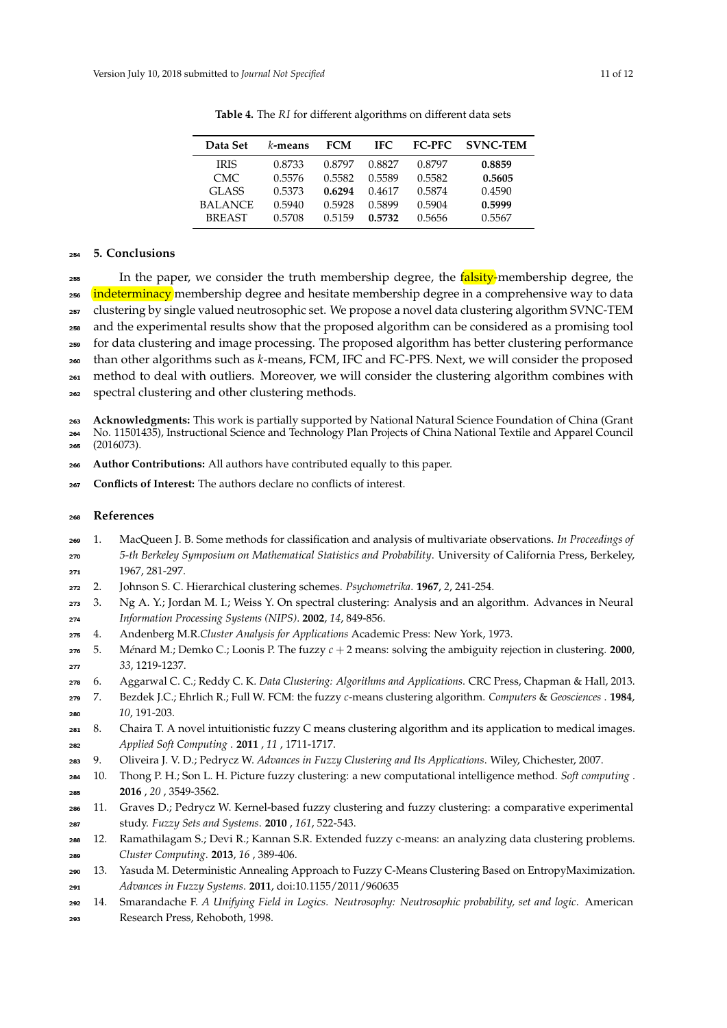**Table 4.** The *RI* for different algorithms on different data sets

| Data Set | *k*-means | FCM | IFC | FC-PFC | SVNC-TEM |
|---|---|---|---|---|---|
| IRIS | 0.8733 | 0.8797 | 0.8827 | 0.8797 | **0.8859** |
| CMC | 0.5576 | 0.5582 | 0.5589 | 0.5582 | **0.5605** |
| GLASS | 0.5373 | **0.6294** | 0.4617 | 0.5874 | 0.4590 |
| BALANCE | 0.5940 | 0.5928 | 0.5899 | 0.5904 | **0.5999** |
| BREAST | 0.5708 | 0.5159 | **0.5732** | 0.5656 | 0.5567 |

## 5. Conclusions

In the paper, we consider the truth membership degree, the falsity-membership degree, the indeterminacy membership degree and hesitate membership degree in a comprehensive way to data clustering by single valued neutrosophic set. We propose a novel data clustering algorithm SVNC-TEM and the experimental results show that the proposed algorithm can be considered as a promising tool for data clustering and image processing. The proposed algorithm has better clustering performance than other algorithms such as *k*-means, FCM, IFC and FC-PFS. Next, we will consider the proposed method to deal with outliers. Moreover, we will consider the clustering algorithm combines with spectral clustering and other clustering methods.

**Acknowledgments:** This work is partially supported by National Natural Science Foundation of China (Grant No. 11501435), Instructional Science and Technology Plan Projects of China National Textile and Apparel Council (2016073).

**Author Contributions:** All authors have contributed equally to this paper.

**Conflicts of Interest:** The authors declare no conflicts of interest.

## References

1. MacQueen J. B. Some methods for classification and analysis of multivariate observations. *In Proceedings of 5-th Berkeley Symposium on Mathematical Statistics and Probability*. University of California Press, Berkeley, 1967, 281-297.
2. Johnson S. C. Hierarchical clustering schemes. *Psychometrika*. **1967**, *2*, 241-254.
3. Ng A. Y.; Jordan M. I.; Weiss Y. On spectral clustering: Analysis and an algorithm. Advances in Neural *Information Processing Systems (NIPS)*. **2002**, *14*, 849-856.
4. Andenberg M.R.*Cluster Analysis for Applications* Academic Press: New York, 1973.
5. Ménard M.; Demko C.; Loonis P. The fuzzy $c + 2$ means: solving the ambiguity rejection in clustering. **2000**, *33*, 1219-1237.
6. Aggarwal C. C.; Reddy C. K. *Data Clustering: Algorithms and Applications*. CRC Press, Chapman & Hall, 2013.
7. Bezdek J.C.; Ehrlich R.; Full W. FCM: the fuzzy *c*-means clustering algorithm. *Computers & Geosciences* . **1984**, *10*, 191-203.
8. Chaira T. A novel intuitionistic fuzzy C means clustering algorithm and its application to medical images. *Applied Soft Computing* . **2011** , *11* , 1711-1717.
9. Oliveira J. V. D.; Pedrycz W. *Advances in Fuzzy Clustering and Its Applications*. Wiley, Chichester, 2007.
10. Thong P. H.; Son L. H. Picture fuzzy clustering: a new computational intelligence method. *Soft computing* . **2016** , *20* , 3549-3562.
11. Graves D.; Pedrycz W. Kernel-based fuzzy clustering and fuzzy clustering: a comparative experimental study. *Fuzzy Sets and Systems*. **2010** , *161*, 522-543.
12. Ramathilagam S.; Devi R.; Kannan S.R. Extended fuzzy c-means: an analyzing data clustering problems. *Cluster Computing*. **2013**, *16* , 389-406.
13. Yasuda M. Deterministic Annealing Approach to Fuzzy C-Means Clustering Based on EntropyMaximization. *Advances in Fuzzy Systems*. **2011**, doi:10.1155/2011/960635
14. Smarandache F. *A Unifying Field in Logics. Neutrosophy: Neutrosophic probability, set and logic*. American Research Press, Rehoboth, 1998.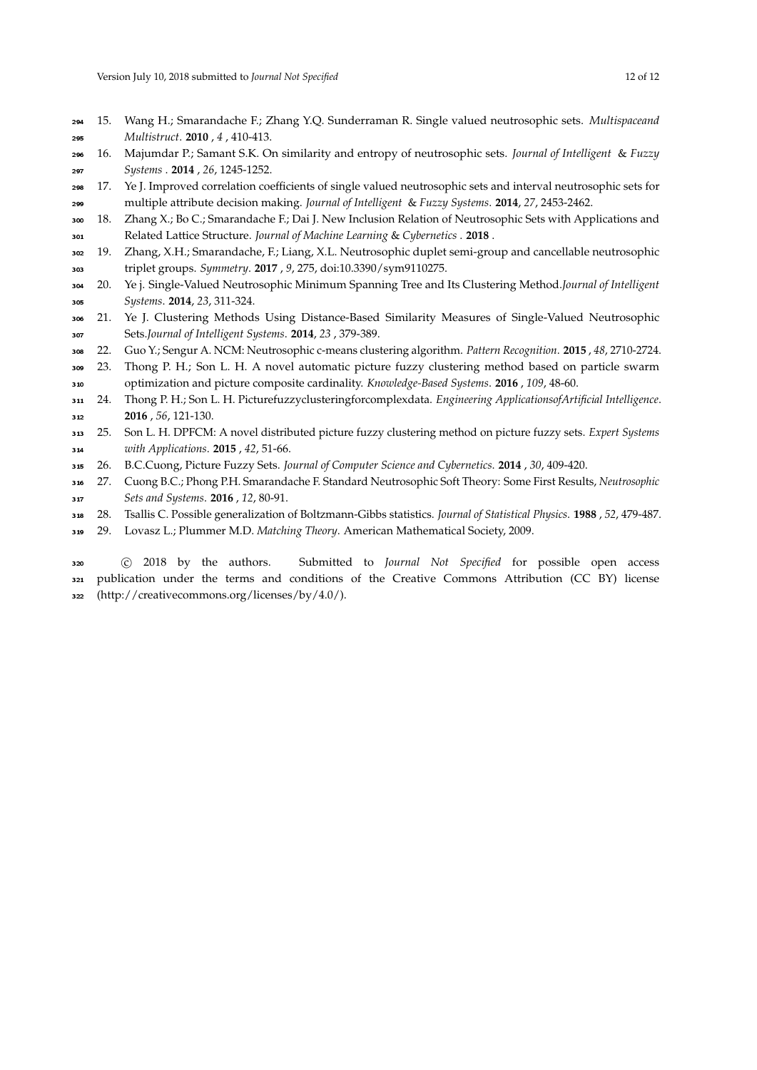15. Wang H.; Smarandache F.; Zhang Y.Q. Sunderraman R. Single valued neutrosophic sets. *Multispaceand Multistruct*. **2010** , *4* , 410-413.
16. Majumdar P.; Samant S.K. On similarity and entropy of neutrosophic sets. *Journal of Intelligent & Fuzzy Systems* . **2014** , *26*, 1245-1252.
17. Ye J. Improved correlation coefficients of single valued neutrosophic sets and interval neutrosophic sets for multiple attribute decision making. *Journal of Intelligent & Fuzzy Systems*. **2014**, *27*, 2453-2462.
18. Zhang X.; Bo C.; Smarandache F.; Dai J. New Inclusion Relation of Neutrosophic Sets with Applications and Related Lattice Structure. *Journal of Machine Learning & Cybernetics* . **2018** .
19. Zhang, X.H.; Smarandache, F.; Liang, X.L. Neutrosophic duplet semi-group and cancellable neutrosophic triplet groups. *Symmetry*. **2017** , *9*, 275, doi:10.3390/sym9110275.
20. Ye j. Single-Valued Neutrosophic Minimum Spanning Tree and Its Clustering Method.*Journal of Intelligent Systems*. **2014**, *23*, 311-324.
21. Ye J. Clustering Methods Using Distance-Based Similarity Measures of Single-Valued Neutrosophic Sets.*Journal of Intelligent Systems*. **2014**, *23* , 379-389.
22. Guo Y.; Sengur A. NCM: Neutrosophic c-means clustering algorithm. *Pattern Recognition*. **2015** , *48*, 2710-2724.
23. Thong P. H.; Son L. H. A novel automatic picture fuzzy clustering method based on particle swarm optimization and picture composite cardinality. *Knowledge-Based Systems*. **2016** , *109*, 48-60.
24. Thong P. H.; Son L. H. Picturefuzzyclusteringforcomplexdata. *Engineering ApplicationsofArtificial Intelligence*. **2016** , *56*, 121-130.
25. Son L. H. DPFCM: A novel distributed picture fuzzy clustering method on picture fuzzy sets. *Expert Systems with Applications*. **2015** , *42*, 51-66.
26. B.C.Cuong, Picture Fuzzy Sets. *Journal of Computer Science and Cybernetics*. **2014** , *30*, 409-420.
27. Cuong B.C.; Phong P.H. Smarandache F. Standard Neutrosophic Soft Theory: Some First Results, *Neutrosophic Sets and Systems*. **2016** , *12*, 80-91.
28. Tsallis C. Possible generalization of Boltzmann-Gibbs statistics. *Journal of Statistical Physics*. **1988** , *52*, 479-487.
29. Lovasz L.; Plummer M.D. *Matching Theory*. American Mathematical Society, 2009.

© 2018 by the authors. Submitted to *Journal Not Specified* for possible open access publication under the terms and conditions of the Creative Commons Attribution (CC BY) license (http://creativecommons.org/licenses/by/4.0/).